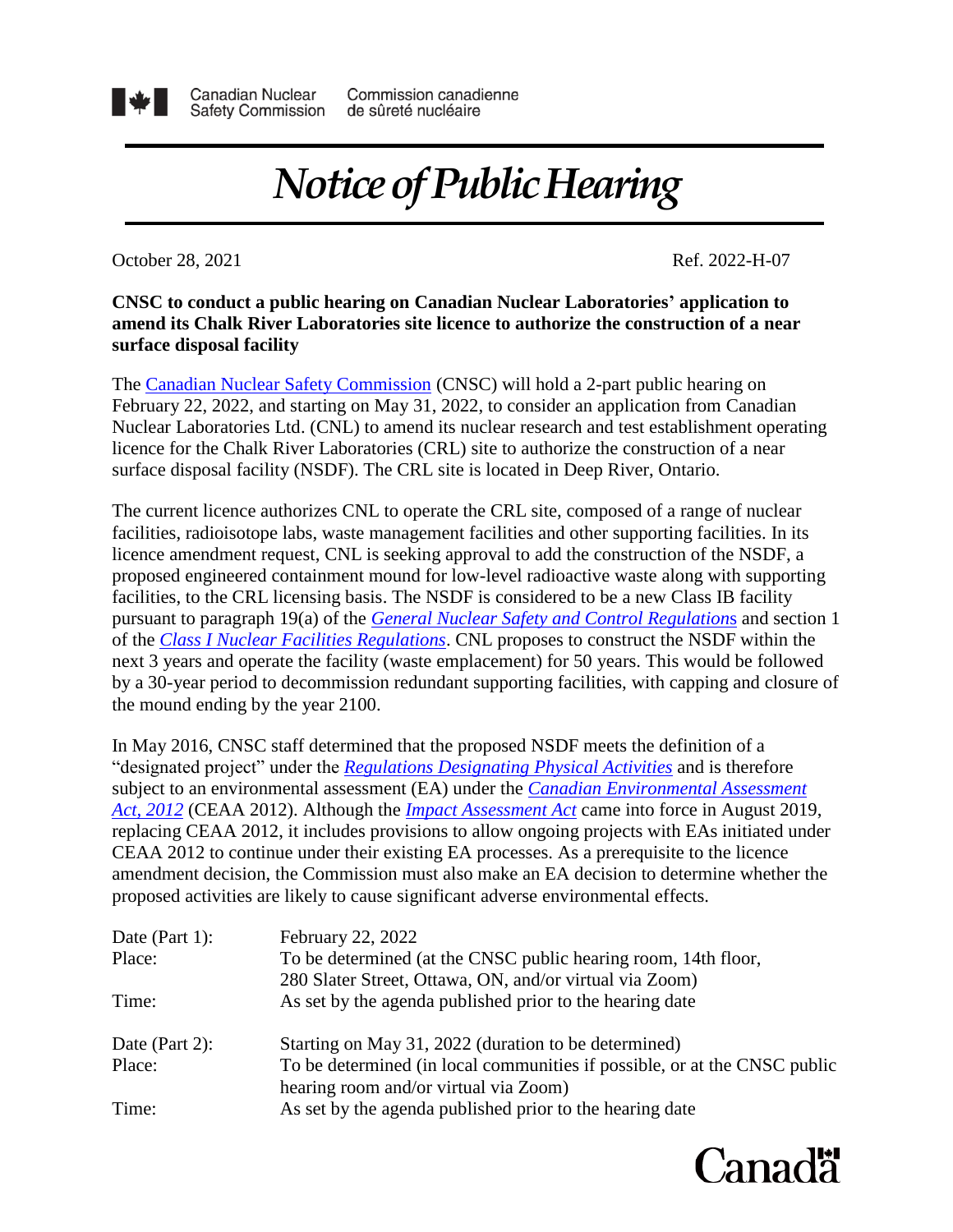Canadian Nuclear Safety Commission — Commission canadienne de sûreté nucléaire

# *Notice of Public Hearing*

October 28, 2021 Ref. 2022-H-07

**CNSC to conduct a public hearing on Canadian Nuclear Laboratories' application to amend its Chalk River Laboratories site licence to authorize the construction of a near surface disposal facility**

The Canadian Nuclear Safety Commission (CNSC) will hold a 2-part public hearing on February 22, 2022, and starting on May 31, 2022, to consider an application from Canadian Nuclear Laboratories Ltd. (CNL) to amend its nuclear research and test establishment operating licence for the Chalk River Laboratories (CRL) site to authorize the construction of a near surface disposal facility (NSDF). The CRL site is located in Deep River, Ontario.

The current licence authorizes CNL to operate the CRL site, composed of a range of nuclear facilities, radioisotope labs, waste management facilities and other supporting facilities. In its licence amendment request, CNL is seeking approval to add the construction of the NSDF, a proposed engineered containment mound for low-level radioactive waste along with supporting facilities, to the CRL licensing basis. The NSDF is considered to be a new Class IB facility pursuant to paragraph 19(a) of the *General Nuclear Safety and Control Regulations* and section 1 of the *Class I Nuclear Facilities Regulations*. CNL proposes to construct the NSDF within the next 3 years and operate the facility (waste emplacement) for 50 years. This would be followed by a 30-year period to decommission redundant supporting facilities, with capping and closure of the mound ending by the year 2100.

In May 2016, CNSC staff determined that the proposed NSDF meets the definition of a "designated project" under the *Regulations Designating Physical Activities* and is therefore subject to an environmental assessment (EA) under the *Canadian Environmental Assessment Act, 2012* (CEAA 2012). Although the *Impact Assessment Act* came into force in August 2019, replacing CEAA 2012, it includes provisions to allow ongoing projects with EAs initiated under CEAA 2012 to continue under their existing EA processes. As a prerequisite to the licence amendment decision, the Commission must also make an EA decision to determine whether the proposed activities are likely to cause significant adverse environmental effects.

| | |
|---|---|
| Date (Part 1): | February 22, 2022 |
| Place: | To be determined (at the CNSC public hearing room, 14th floor, 280 Slater Street, Ottawa, ON, and/or virtual via Zoom) |
| Time: | As set by the agenda published prior to the hearing date |
| Date (Part 2): | Starting on May 31, 2022 (duration to be determined) |
| Place: | To be determined (in local communities if possible, or at the CNSC public hearing room and/or virtual via Zoom) |
| Time: | As set by the agenda published prior to the hearing date |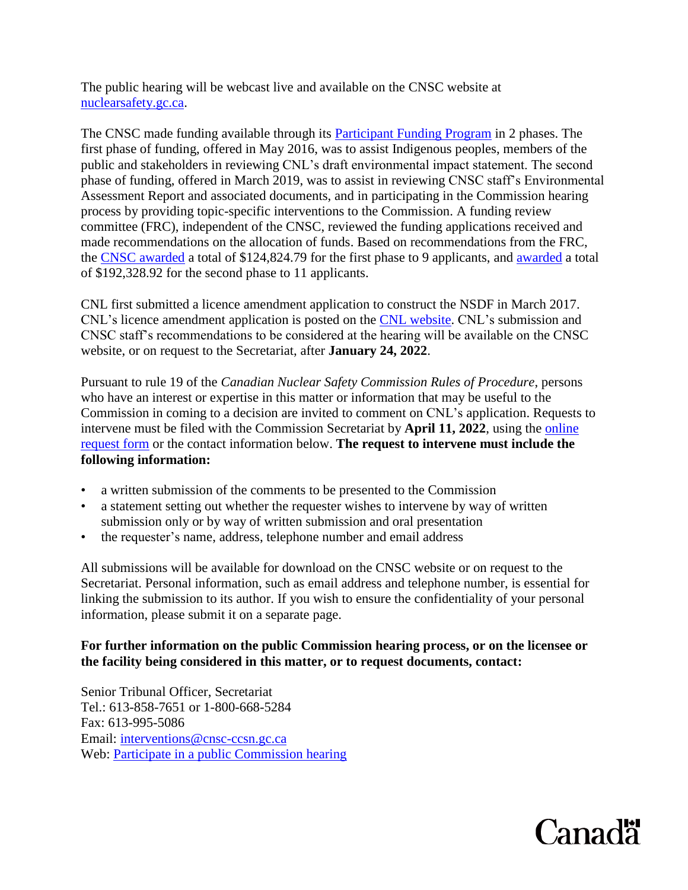The public hearing will be webcast live and available on the CNSC website at nuclearsafety.gc.ca.

The CNSC made funding available through its Participant Funding Program in 2 phases. The first phase of funding, offered in May 2016, was to assist Indigenous peoples, members of the public and stakeholders in reviewing CNL's draft environmental impact statement. The second phase of funding, offered in March 2019, was to assist in reviewing CNSC staff's Environmental Assessment Report and associated documents, and in participating in the Commission hearing process by providing topic-specific interventions to the Commission. A funding review committee (FRC), independent of the CNSC, reviewed the funding applications received and made recommendations on the allocation of funds. Based on recommendations from the FRC, the CNSC awarded a total of $124,824.79 for the first phase to 9 applicants, and awarded a total of $192,328.92 for the second phase to 11 applicants.

CNL first submitted a licence amendment application to construct the NSDF in March 2017. CNL's licence amendment application is posted on the CNL website. CNL's submission and CNSC staff's recommendations to be considered at the hearing will be available on the CNSC website, or on request to the Secretariat, after **January 24, 2022**.

Pursuant to rule 19 of the *Canadian Nuclear Safety Commission Rules of Procedure*, persons who have an interest or expertise in this matter or information that may be useful to the Commission in coming to a decision are invited to comment on CNL's application. Requests to intervene must be filed with the Commission Secretariat by **April 11, 2022**, using the online request form or the contact information below. **The request to intervene must include the following information:**

- a written submission of the comments to be presented to the Commission
- a statement setting out whether the requester wishes to intervene by way of written submission only or by way of written submission and oral presentation
- the requester's name, address, telephone number and email address

All submissions will be available for download on the CNSC website or on request to the Secretariat. Personal information, such as email address and telephone number, is essential for linking the submission to its author. If you wish to ensure the confidentiality of your personal information, please submit it on a separate page.

**For further information on the public Commission hearing process, or on the licensee or the facility being considered in this matter, or to request documents, contact:**

Senior Tribunal Officer, Secretariat
Tel.: 613-858-7651 or 1-800-668-5284
Fax: 613-995-5086
Email: interventions@cnsc-ccsn.gc.ca
Web: Participate in a public Commission hearing

Canada